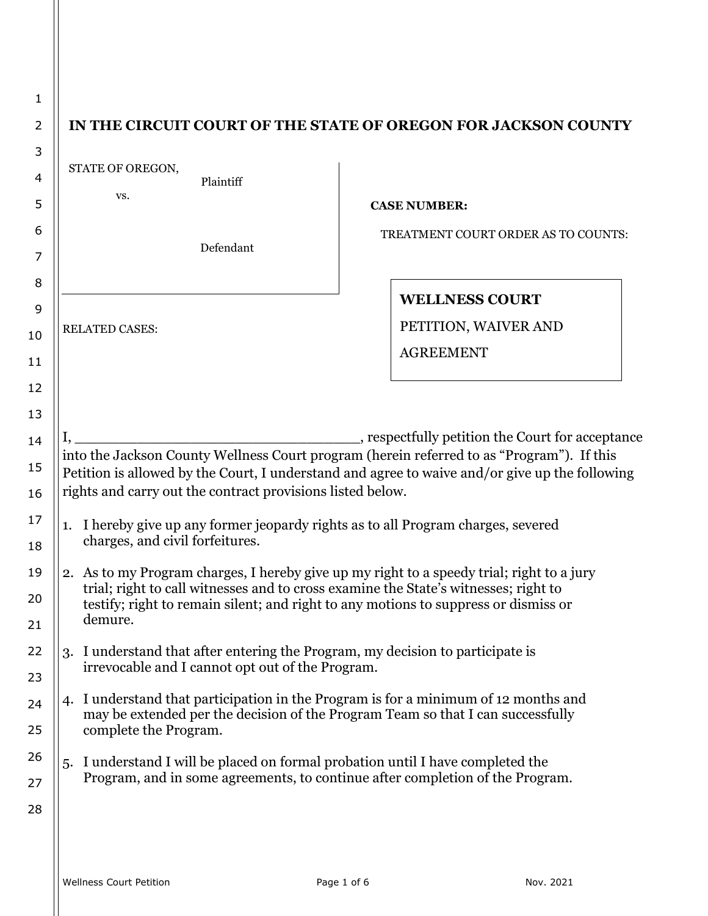# IN THE CIRCUIT COURT OF THE STATE OF OREGON FOR JACKSON COUNTY

STATE OF OREGON,
Plaintiff

vs.

Defendant

**CASE NUMBER:**

TREATMENT COURT ORDER AS TO COUNTS:

RELATED CASES:

**WELLNESS COURT**

PETITION, WAIVER AND AGREEMENT

I, _______________________________, respectfully petition the Court for acceptance into the Jackson County Wellness Court program (herein referred to as "Program"). If this Petition is allowed by the Court, I understand and agree to waive and/or give up the following rights and carry out the contract provisions listed below.

1. I hereby give up any former jeopardy rights as to all Program charges, severed charges, and civil forfeitures.

2. As to my Program charges, I hereby give up my right to a speedy trial; right to a jury trial; right to call witnesses and to cross examine the State's witnesses; right to testify; right to remain silent; and right to any motions to suppress or dismiss or demure.

3. I understand that after entering the Program, my decision to participate is irrevocable and I cannot opt out of the Program.

4. I understand that participation in the Program is for a minimum of 12 months and may be extended per the decision of the Program Team so that I can successfully complete the Program.

5. I understand I will be placed on formal probation until I have completed the Program, and in some agreements, to continue after completion of the Program.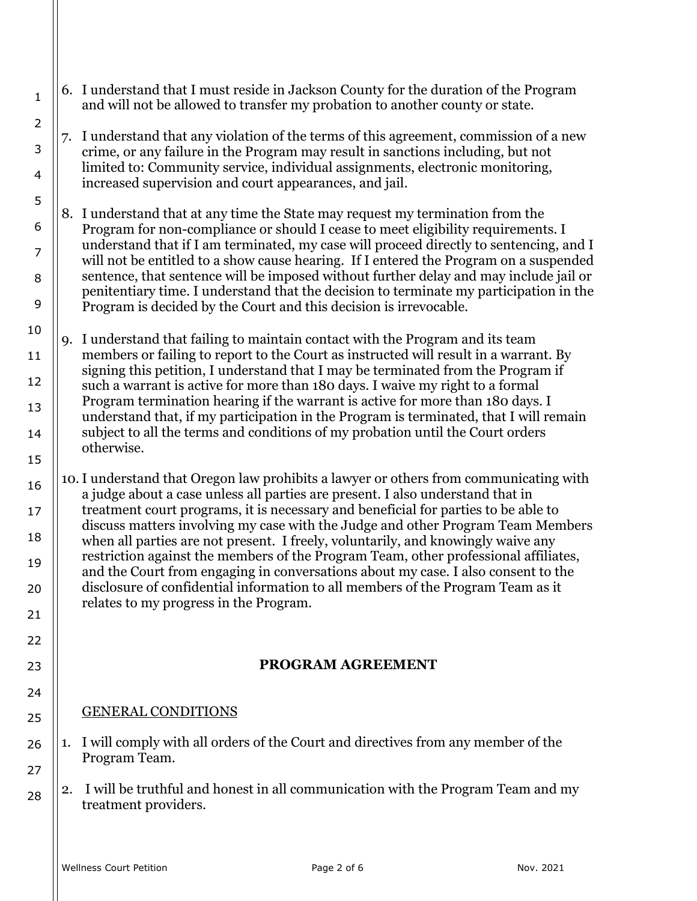6. I understand that I must reside in Jackson County for the duration of the Program and will not be allowed to transfer my probation to another county or state.

7. I understand that any violation of the terms of this agreement, commission of a new crime, or any failure in the Program may result in sanctions including, but not limited to: Community service, individual assignments, electronic monitoring, increased supervision and court appearances, and jail.

8. I understand that at any time the State may request my termination from the Program for non-compliance or should I cease to meet eligibility requirements. I understand that if I am terminated, my case will proceed directly to sentencing, and I will not be entitled to a show cause hearing. If I entered the Program on a suspended sentence, that sentence will be imposed without further delay and may include jail or penitentiary time. I understand that the decision to terminate my participation in the Program is decided by the Court and this decision is irrevocable.

9. I understand that failing to maintain contact with the Program and its team members or failing to report to the Court as instructed will result in a warrant. By signing this petition, I understand that I may be terminated from the Program if such a warrant is active for more than 180 days. I waive my right to a formal Program termination hearing if the warrant is active for more than 180 days. I understand that, if my participation in the Program is terminated, that I will remain subject to all the terms and conditions of my probation until the Court orders otherwise.

10. I understand that Oregon law prohibits a lawyer or others from communicating with a judge about a case unless all parties are present. I also understand that in treatment court programs, it is necessary and beneficial for parties to be able to discuss matters involving my case with the Judge and other Program Team Members when all parties are not present. I freely, voluntarily, and knowingly waive any restriction against the members of the Program Team, other professional affiliates, and the Court from engaging in conversations about my case. I also consent to the disclosure of confidential information to all members of the Program Team as it relates to my progress in the Program.

## PROGRAM AGREEMENT

GENERAL CONDITIONS

1. I will comply with all orders of the Court and directives from any member of the Program Team.

2. I will be truthful and honest in all communication with the Program Team and my treatment providers.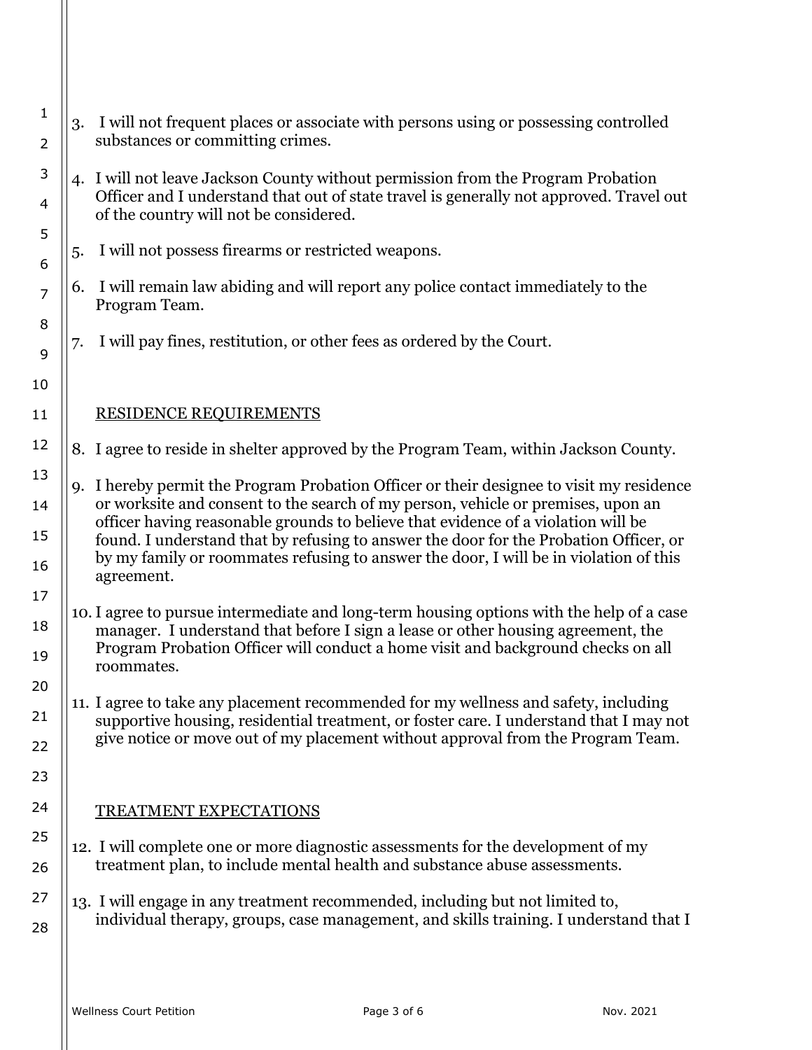3. I will not frequent places or associate with persons using or possessing controlled substances or committing crimes.

4. I will not leave Jackson County without permission from the Program Probation Officer and I understand that out of state travel is generally not approved. Travel out of the country will not be considered.

5. I will not possess firearms or restricted weapons.

6. I will remain law abiding and will report any police contact immediately to the Program Team.

7. I will pay fines, restitution, or other fees as ordered by the Court.

## RESIDENCE REQUIREMENTS

8. I agree to reside in shelter approved by the Program Team, within Jackson County.

9. I hereby permit the Program Probation Officer or their designee to visit my residence or worksite and consent to the search of my person, vehicle or premises, upon an officer having reasonable grounds to believe that evidence of a violation will be found. I understand that by refusing to answer the door for the Probation Officer, or by my family or roommates refusing to answer the door, I will be in violation of this agreement.

10. I agree to pursue intermediate and long-term housing options with the help of a case manager. I understand that before I sign a lease or other housing agreement, the Program Probation Officer will conduct a home visit and background checks on all roommates.

11. I agree to take any placement recommended for my wellness and safety, including supportive housing, residential treatment, or foster care. I understand that I may not give notice or move out of my placement without approval from the Program Team.

## TREATMENT EXPECTATIONS

12. I will complete one or more diagnostic assessments for the development of my treatment plan, to include mental health and substance abuse assessments.

13. I will engage in any treatment recommended, including but not limited to, individual therapy, groups, case management, and skills training. I understand that I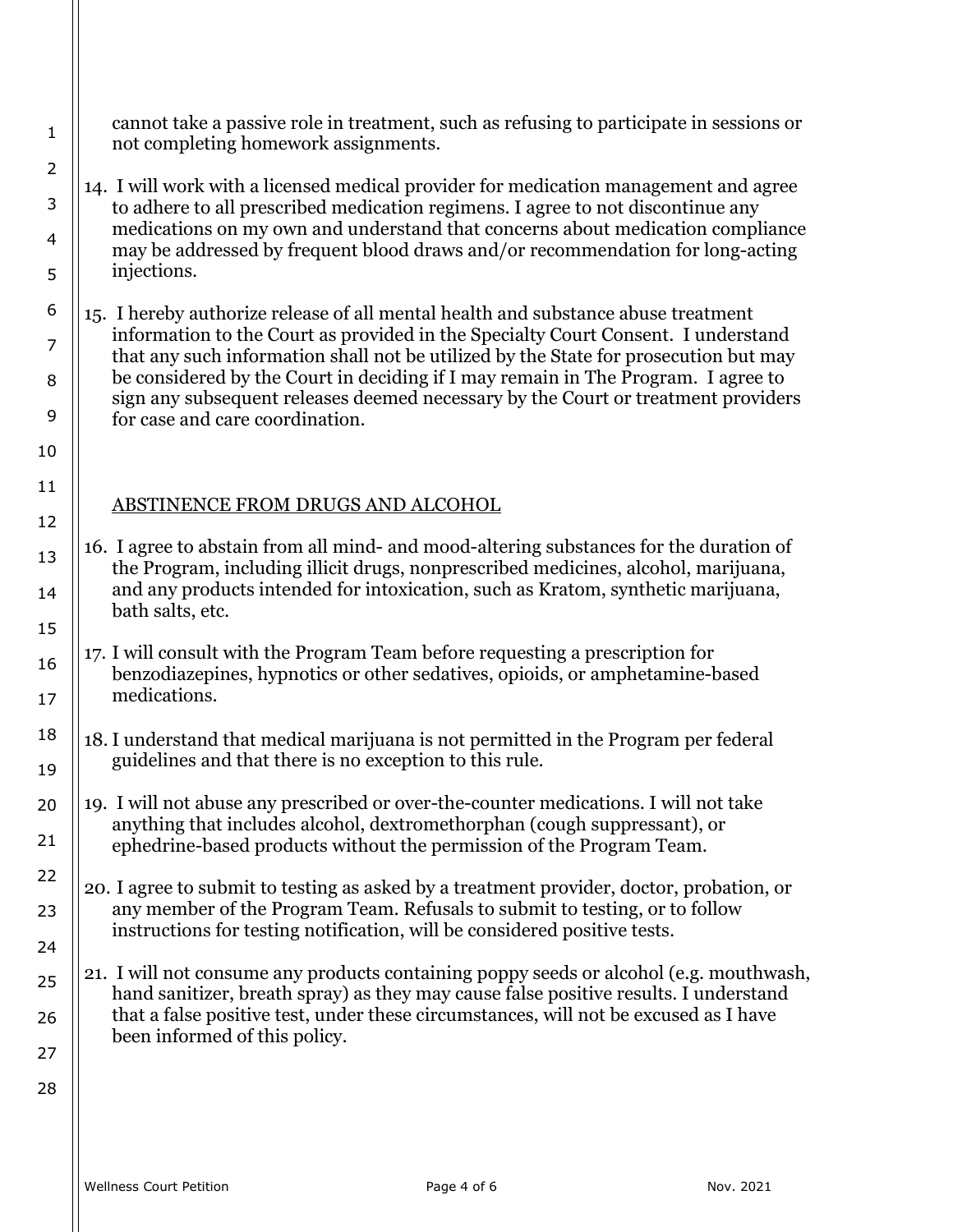cannot take a passive role in treatment, such as refusing to participate in sessions or not completing homework assignments.

14. I will work with a licensed medical provider for medication management and agree to adhere to all prescribed medication regimens. I agree to not discontinue any medications on my own and understand that concerns about medication compliance may be addressed by frequent blood draws and/or recommendation for long-acting injections.

15. I hereby authorize release of all mental health and substance abuse treatment information to the Court as provided in the Specialty Court Consent. I understand that any such information shall not be utilized by the State for prosecution but may be considered by the Court in deciding if I may remain in The Program. I agree to sign any subsequent releases deemed necessary by the Court or treatment providers for case and care coordination.

## ABSTINENCE FROM DRUGS AND ALCOHOL

16. I agree to abstain from all mind- and mood-altering substances for the duration of the Program, including illicit drugs, nonprescribed medicines, alcohol, marijuana, and any products intended for intoxication, such as Kratom, synthetic marijuana, bath salts, etc.

17. I will consult with the Program Team before requesting a prescription for benzodiazepines, hypnotics or other sedatives, opioids, or amphetamine-based medications.

18. I understand that medical marijuana is not permitted in the Program per federal guidelines and that there is no exception to this rule.

19. I will not abuse any prescribed or over-the-counter medications. I will not take anything that includes alcohol, dextromethorphan (cough suppressant), or ephedrine-based products without the permission of the Program Team.

20. I agree to submit to testing as asked by a treatment provider, doctor, probation, or any member of the Program Team. Refusals to submit to testing, or to follow instructions for testing notification, will be considered positive tests.

21. I will not consume any products containing poppy seeds or alcohol (e.g. mouthwash, hand sanitizer, breath spray) as they may cause false positive results. I understand that a false positive test, under these circumstances, will not be excused as I have been informed of this policy.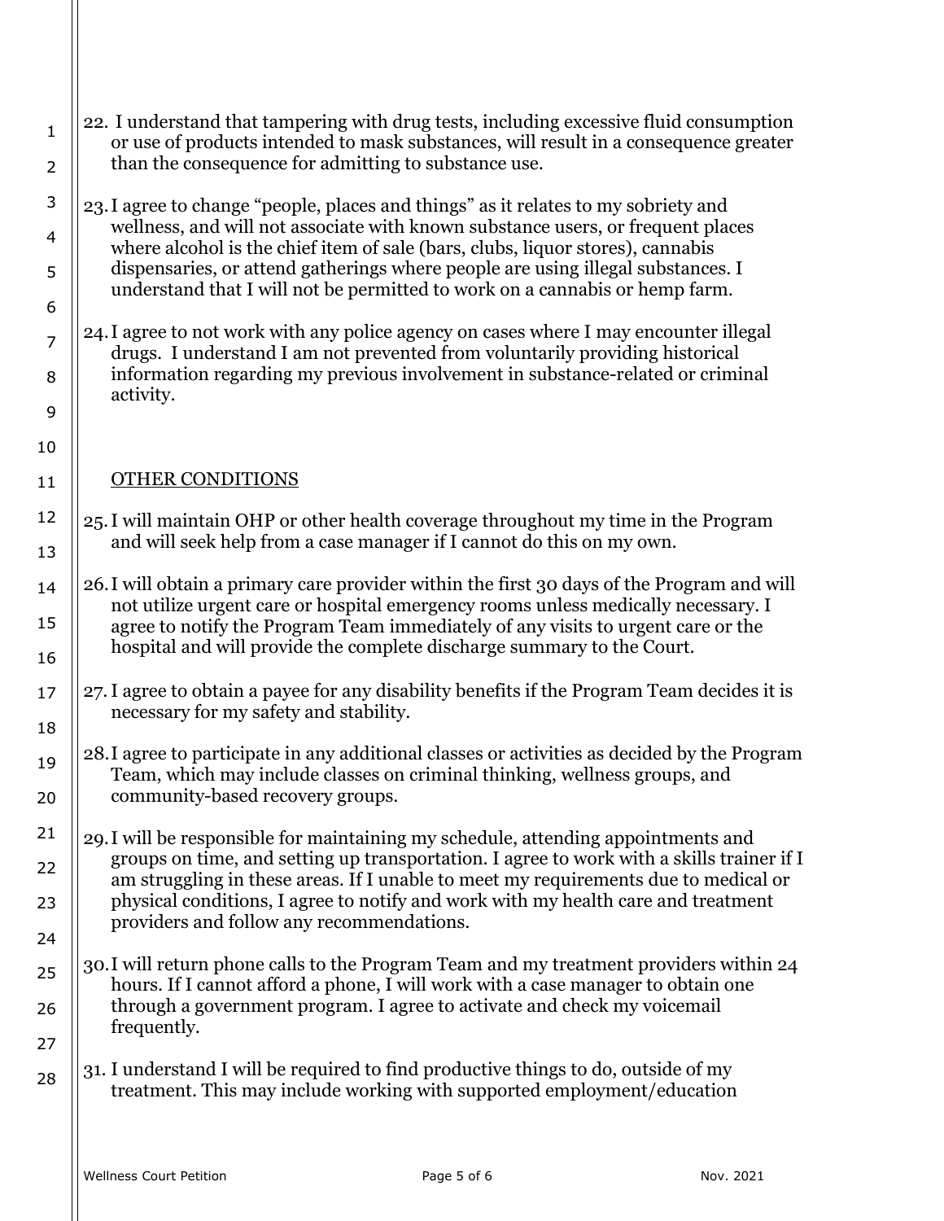22. I understand that tampering with drug tests, including excessive fluid consumption or use of products intended to mask substances, will result in a consequence greater than the consequence for admitting to substance use.

23. I agree to change "people, places and things" as it relates to my sobriety and wellness, and will not associate with known substance users, or frequent places where alcohol is the chief item of sale (bars, clubs, liquor stores), cannabis dispensaries, or attend gatherings where people are using illegal substances. I understand that I will not be permitted to work on a cannabis or hemp farm.

24. I agree to not work with any police agency on cases where I may encounter illegal drugs. I understand I am not prevented from voluntarily providing historical information regarding my previous involvement in substance-related or criminal activity.

## OTHER CONDITIONS

25. I will maintain OHP or other health coverage throughout my time in the Program and will seek help from a case manager if I cannot do this on my own.

26. I will obtain a primary care provider within the first 30 days of the Program and will not utilize urgent care or hospital emergency rooms unless medically necessary. I agree to notify the Program Team immediately of any visits to urgent care or the hospital and will provide the complete discharge summary to the Court.

27. I agree to obtain a payee for any disability benefits if the Program Team decides it is necessary for my safety and stability.

28. I agree to participate in any additional classes or activities as decided by the Program Team, which may include classes on criminal thinking, wellness groups, and community-based recovery groups.

29. I will be responsible for maintaining my schedule, attending appointments and groups on time, and setting up transportation. I agree to work with a skills trainer if I am struggling in these areas. If I unable to meet my requirements due to medical or physical conditions, I agree to notify and work with my health care and treatment providers and follow any recommendations.

30. I will return phone calls to the Program Team and my treatment providers within 24 hours. If I cannot afford a phone, I will work with a case manager to obtain one through a government program. I agree to activate and check my voicemail frequently.

31. I understand I will be required to find productive things to do, outside of my treatment. This may include working with supported employment/education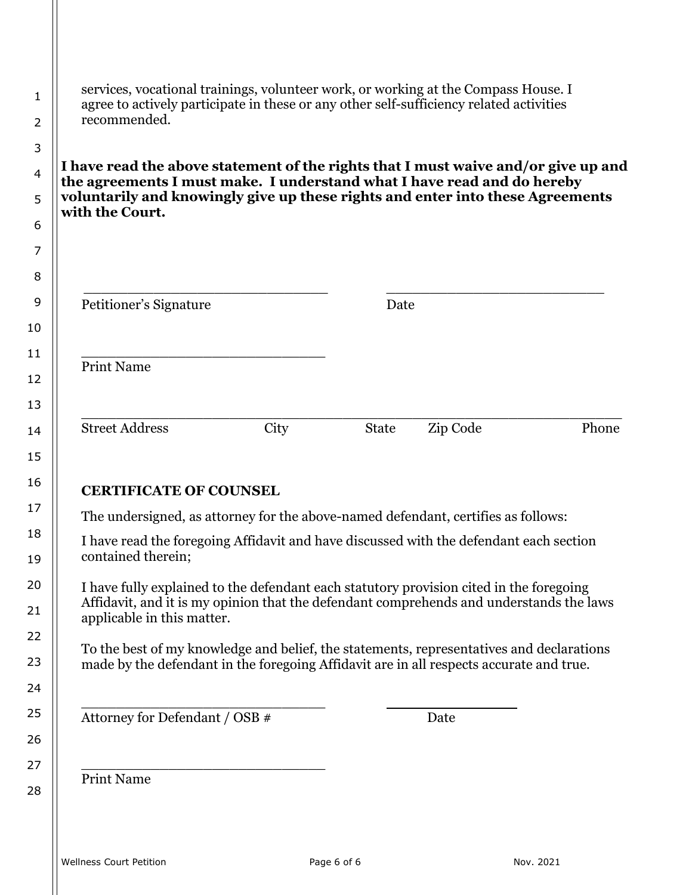services, vocational trainings, volunteer work, or working at the Compass House. I agree to actively participate in these or any other self-sufficiency related activities recommended.

**I have read the above statement of the rights that I must waive and/or give up and the agreements I must make. I understand what I have read and do hereby voluntarily and knowingly give up these rights and enter into these Agreements with the Court.**

\_\_\_\_\_\_\_\_\_\_\_\_\_\_\_\_\_\_\_\_\_\_\_\_\_\_\_\_\_\_ \_\_\_\_\_\_\_\_\_\_\_\_\_\_\_\_\_\_\_\_\_\_\_\_\_\_\_

Petitioner's Signature Date

\_\_\_\_\_\_\_\_\_\_\_\_\_\_\_\_\_\_\_\_\_\_\_\_\_\_\_\_\_\_

Print Name

\_\_\_\_\_\_\_\_\_\_\_\_\_\_\_\_\_\_\_\_\_\_\_\_\_\_\_\_\_\_\_\_\_\_\_\_\_\_\_\_\_\_\_\_\_\_\_\_\_\_\_\_\_\_\_\_\_\_\_\_\_\_\_\_

Street Address City State Zip Code Phone

**CERTIFICATE OF COUNSEL**

The undersigned, as attorney for the above-named defendant, certifies as follows:

I have read the foregoing Affidavit and have discussed with the defendant each section contained therein;

I have fully explained to the defendant each statutory provision cited in the foregoing Affidavit, and it is my opinion that the defendant comprehends and understands the laws applicable in this matter.

To the best of my knowledge and belief, the statements, representatives and declarations made by the defendant in the foregoing Affidavit are in all respects accurate and true.

\_\_\_\_\_\_\_\_\_\_\_\_\_\_\_\_\_\_\_\_\_\_\_\_\_\_\_\_\_\_ \_\_\_\_\_\_\_\_\_\_\_\_\_\_\_\_

Attorney for Defendant / OSB # Date

\_\_\_\_\_\_\_\_\_\_\_\_\_\_\_\_\_\_\_\_\_\_\_\_\_\_\_\_\_\_

Print Name